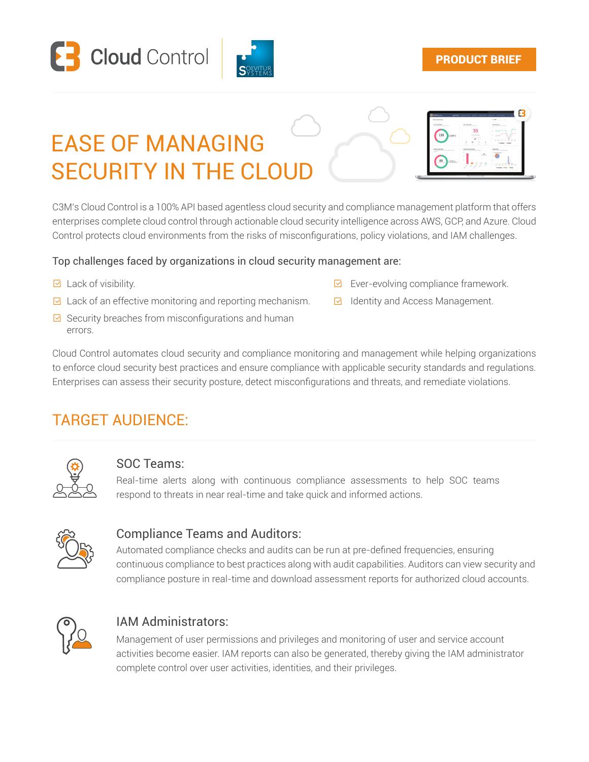Cloud Control | SOLVITUR SYSTEMS

PRODUCT BRIEF

# EASE OF MANAGING SECURITY IN THE CLOUD

C3M's Cloud Control is a 100% API based agentless cloud security and compliance management platform that offers enterprises complete cloud control through actionable cloud security intelligence across AWS, GCP, and Azure. Cloud Control protects cloud environments from the risks of misconfigurations, policy violations, and IAM challenges.

Top challenges faced by organizations in cloud security management are:

- Lack of visibility.
- Lack of an effective monitoring and reporting mechanism.
- Security breaches from misconfigurations and human errors.
- Ever-evolving compliance framework.
- Identity and Access Management.

Cloud Control automates cloud security and compliance monitoring and management while helping organizations to enforce cloud security best practices and ensure compliance with applicable security standards and regulations. Enterprises can assess their security posture, detect misconfigurations and threats, and remediate violations.

## TARGET AUDIENCE:

### SOC Teams:

Real-time alerts along with continuous compliance assessments to help SOC teams respond to threats in near real-time and take quick and informed actions.

### Compliance Teams and Auditors:

Automated compliance checks and audits can be run at pre-defined frequencies, ensuring continuous compliance to best practices along with audit capabilities. Auditors can view security and compliance posture in real-time and download assessment reports for authorized cloud accounts.

### IAM Administrators:

Management of user permissions and privileges and monitoring of user and service account activities become easier. IAM reports can also be generated, thereby giving the IAM administrator complete control over user activities, identities, and their privileges.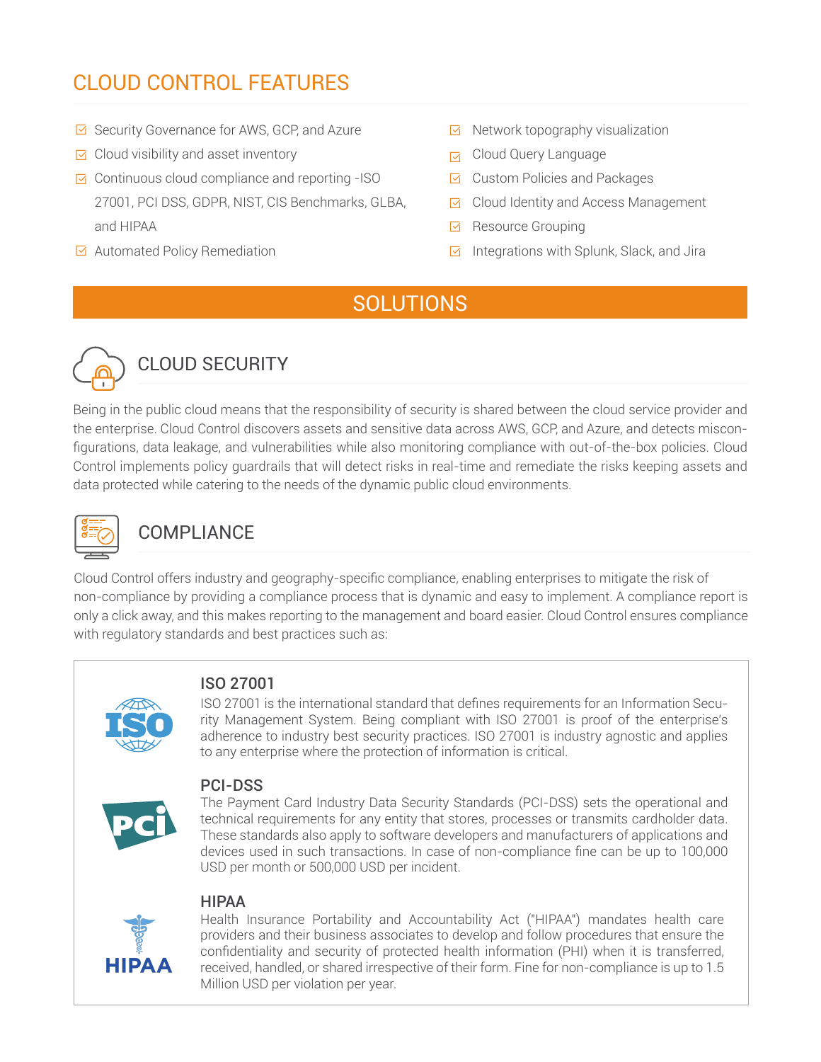## CLOUD CONTROL FEATURES

- Security Governance for AWS, GCP, and Azure
- Cloud visibility and asset inventory
- Continuous cloud compliance and reporting -ISO 27001, PCI DSS, GDPR, NIST, CIS Benchmarks, GLBA, and HIPAA
- Automated Policy Remediation
- Network topography visualization
- Cloud Query Language
- Custom Policies and Packages
- Cloud Identity and Access Management
- Resource Grouping
- Integrations with Splunk, Slack, and Jira

# SOLUTIONS

## CLOUD SECURITY

Being in the public cloud means that the responsibility of security is shared between the cloud service provider and the enterprise. Cloud Control discovers assets and sensitive data across AWS, GCP, and Azure, and detects misconfigurations, data leakage, and vulnerabilities while also monitoring compliance with out-of-the-box policies. Cloud Control implements policy guardrails that will detect risks in real-time and remediate the risks keeping assets and data protected while catering to the needs of the dynamic public cloud environments.

## COMPLIANCE

Cloud Control offers industry and geography-specific compliance, enabling enterprises to mitigate the risk of non-compliance by providing a compliance process that is dynamic and easy to implement. A compliance report is only a click away, and this makes reporting to the management and board easier. Cloud Control ensures compliance with regulatory standards and best practices such as:

### ISO 27001

ISO 27001 is the international standard that defines requirements for an Information Security Management System. Being compliant with ISO 27001 is proof of the enterprise's adherence to industry best security practices. ISO 27001 is industry agnostic and applies to any enterprise where the protection of information is critical.

### PCI-DSS

The Payment Card Industry Data Security Standards (PCI-DSS) sets the operational and technical requirements for any entity that stores, processes or transmits cardholder data. These standards also apply to software developers and manufacturers of applications and devices used in such transactions. In case of non-compliance fine can be up to 100,000 USD per month or 500,000 USD per incident.

### HIPAA

Health Insurance Portability and Accountability Act ("HIPAA") mandates health care providers and their business associates to develop and follow procedures that ensure the confidentiality and security of protected health information (PHI) when it is transferred, received, handled, or shared irrespective of their form. Fine for non-compliance is up to 1.5 Million USD per violation per year.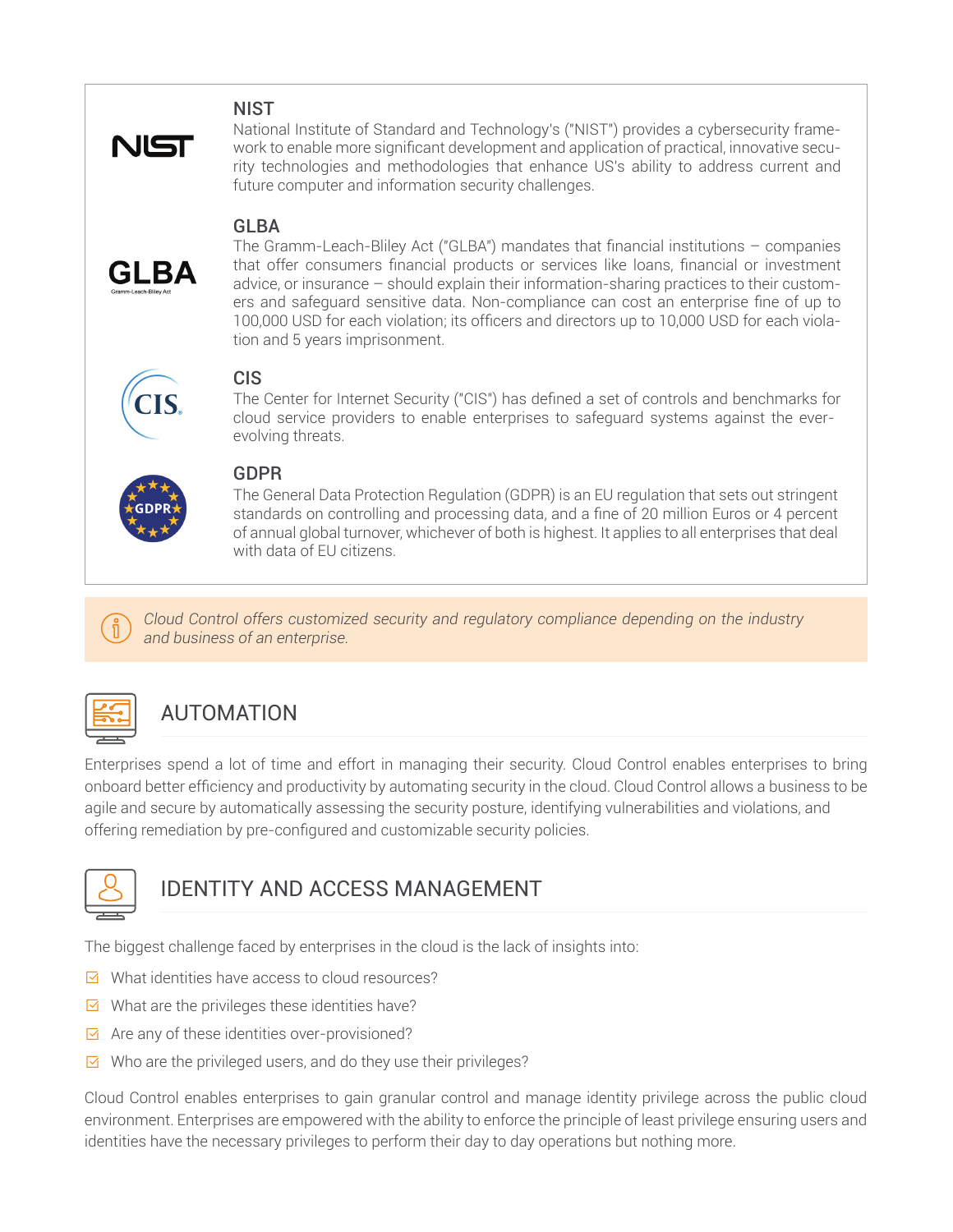### NIST

National Institute of Standard and Technology's ("NIST") provides a cybersecurity framework to enable more significant development and application of practical, innovative security technologies and methodologies that enhance US's ability to address current and future computer and information security challenges.

### GLBA

The Gramm-Leach-Bliley Act ("GLBA") mandates that financial institutions – companies that offer consumers financial products or services like loans, financial or investment advice, or insurance – should explain their information-sharing practices to their customers and safeguard sensitive data. Non-compliance can cost an enterprise fine of up to 100,000 USD for each violation; its officers and directors up to 10,000 USD for each violation and 5 years imprisonment.

### CIS

The Center for Internet Security ("CIS") has defined a set of controls and benchmarks for cloud service providers to enable enterprises to safeguard systems against the ever-evolving threats.

### GDPR

The General Data Protection Regulation (GDPR) is an EU regulation that sets out stringent standards on controlling and processing data, and a fine of 20 million Euros or 4 percent of annual global turnover, whichever of both is highest. It applies to all enterprises that deal with data of EU citizens.

*Cloud Control offers customized security and regulatory compliance depending on the industry and business of an enterprise.*

## AUTOMATION

Enterprises spend a lot of time and effort in managing their security. Cloud Control enables enterprises to bring onboard better efficiency and productivity by automating security in the cloud. Cloud Control allows a business to be agile and secure by automatically assessing the security posture, identifying vulnerabilities and violations, and offering remediation by pre-configured and customizable security policies.

## IDENTITY AND ACCESS MANAGEMENT

The biggest challenge faced by enterprises in the cloud is the lack of insights into:

- What identities have access to cloud resources?
- What are the privileges these identities have?
- Are any of these identities over-provisioned?
- Who are the privileged users, and do they use their privileges?

Cloud Control enables enterprises to gain granular control and manage identity privilege across the public cloud environment. Enterprises are empowered with the ability to enforce the principle of least privilege ensuring users and identities have the necessary privileges to perform their day to day operations but nothing more.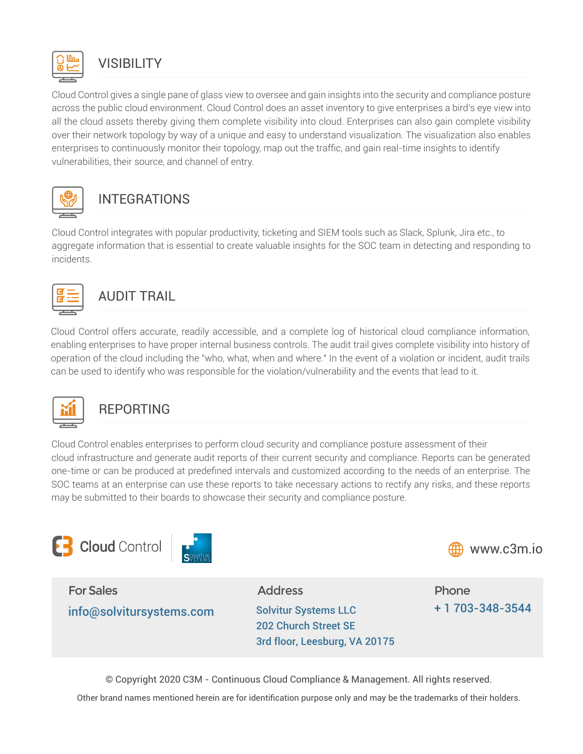## VISIBILITY

Cloud Control gives a single pane of glass view to oversee and gain insights into the security and compliance posture across the public cloud environment. Cloud Control does an asset inventory to give enterprises a bird's eye view into all the cloud assets thereby giving them complete visibility into cloud. Enterprises can also gain complete visibility over their network topology by way of a unique and easy to understand visualization. The visualization also enables enterprises to continuously monitor their topology, map out the traffic, and gain real-time insights to identify vulnerabilities, their source, and channel of entry.

## INTEGRATIONS

Cloud Control integrates with popular productivity, ticketing and SIEM tools such as Slack, Splunk, Jira etc., to aggregate information that is essential to create valuable insights for the SOC team in detecting and responding to incidents.

## AUDIT TRAIL

Cloud Control offers accurate, readily accessible, and a complete log of historical cloud compliance information, enabling enterprises to have proper internal business controls. The audit trail gives complete visibility into history of operation of the cloud including the "who, what, when and where." In the event of a violation or incident, audit trails can be used to identify who was responsible for the violation/vulnerability and the events that lead to it.

## REPORTING

Cloud Control enables enterprises to perform cloud security and compliance posture assessment of their cloud infrastructure and generate audit reports of their current security and compliance. Reports can be generated one-time or can be produced at predefined intervals and customized according to the needs of an enterprise. The SOC teams at an enterprise can use these reports to take necessary actions to rectify any risks, and these reports may be submitted to their boards to showcase their security and compliance posture.

Cloud Control | Solvitur Systems

www.c3m.io

**For Sales**
info@solvitursystems.com

**Address**
Solvitur Systems LLC
202 Church Street SE
3rd floor, Leesburg, VA 20175

**Phone**
+ 1 703-348-3544

© Copyright 2020 C3M - Continuous Cloud Compliance & Management. All rights reserved.

Other brand names mentioned herein are for identification purpose only and may be the trademarks of their holders.